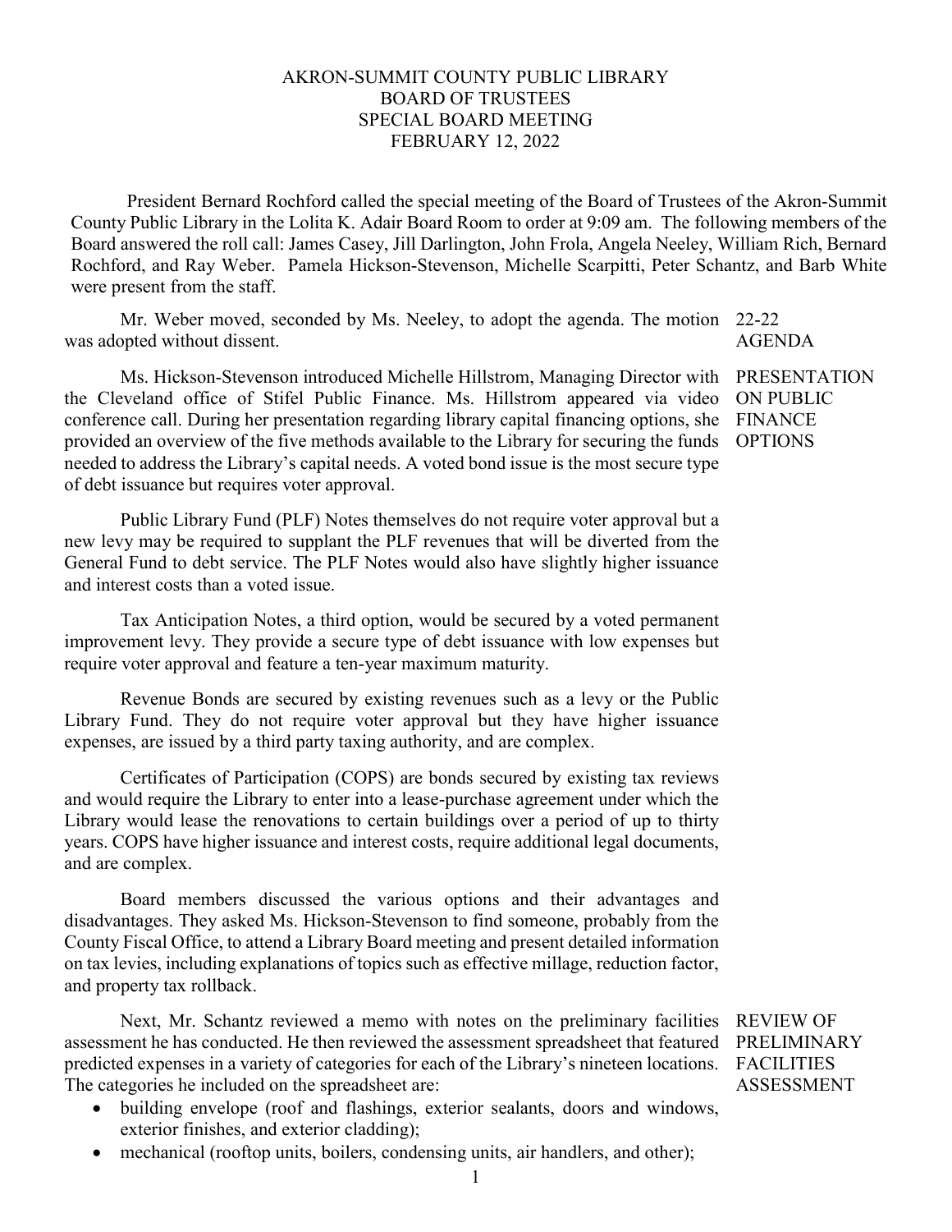# AKRON-SUMMIT COUNTY PUBLIC LIBRARY
## BOARD OF TRUSTEES
## SPECIAL BOARD MEETING
## FEBRUARY 12, 2022

President Bernard Rochford called the special meeting of the Board of Trustees of the Akron-Summit County Public Library in the Lolita K. Adair Board Room to order at 9:09 am. The following members of the Board answered the roll call: James Casey, Jill Darlington, John Frola, Angela Neeley, William Rich, Bernard Rochford, and Ray Weber. Pamela Hickson-Stevenson, Michelle Scarpitti, Peter Schantz, and Barb White were present from the staff.

**22-22 AGENDA**

Mr. Weber moved, seconded by Ms. Neeley, to adopt the agenda. The motion was adopted without dissent.

**PRESENTATION ON PUBLIC FINANCE OPTIONS**

Ms. Hickson-Stevenson introduced Michelle Hillstrom, Managing Director with the Cleveland office of Stifel Public Finance. Ms. Hillstrom appeared via video conference call. During her presentation regarding library capital financing options, she provided an overview of the five methods available to the Library for securing the funds needed to address the Library's capital needs. A voted bond issue is the most secure type of debt issuance but requires voter approval.

Public Library Fund (PLF) Notes themselves do not require voter approval but a new levy may be required to supplant the PLF revenues that will be diverted from the General Fund to debt service. The PLF Notes would also have slightly higher issuance and interest costs than a voted issue.

Tax Anticipation Notes, a third option, would be secured by a voted permanent improvement levy. They provide a secure type of debt issuance with low expenses but require voter approval and feature a ten-year maximum maturity.

Revenue Bonds are secured by existing revenues such as a levy or the Public Library Fund. They do not require voter approval but they have higher issuance expenses, are issued by a third party taxing authority, and are complex.

Certificates of Participation (COPS) are bonds secured by existing tax reviews and would require the Library to enter into a lease-purchase agreement under which the Library would lease the renovations to certain buildings over a period of up to thirty years. COPS have higher issuance and interest costs, require additional legal documents, and are complex.

Board members discussed the various options and their advantages and disadvantages. They asked Ms. Hickson-Stevenson to find someone, probably from the County Fiscal Office, to attend a Library Board meeting and present detailed information on tax levies, including explanations of topics such as effective millage, reduction factor, and property tax rollback.

**REVIEW OF PRELIMINARY FACILITIES ASSESSMENT**

Next, Mr. Schantz reviewed a memo with notes on the preliminary facilities assessment he has conducted. He then reviewed the assessment spreadsheet that featured predicted expenses in a variety of categories for each of the Library's nineteen locations. The categories he included on the spreadsheet are:

- building envelope (roof and flashings, exterior sealants, doors and windows, exterior finishes, and exterior cladding);
- mechanical (rooftop units, boilers, condensing units, air handlers, and other);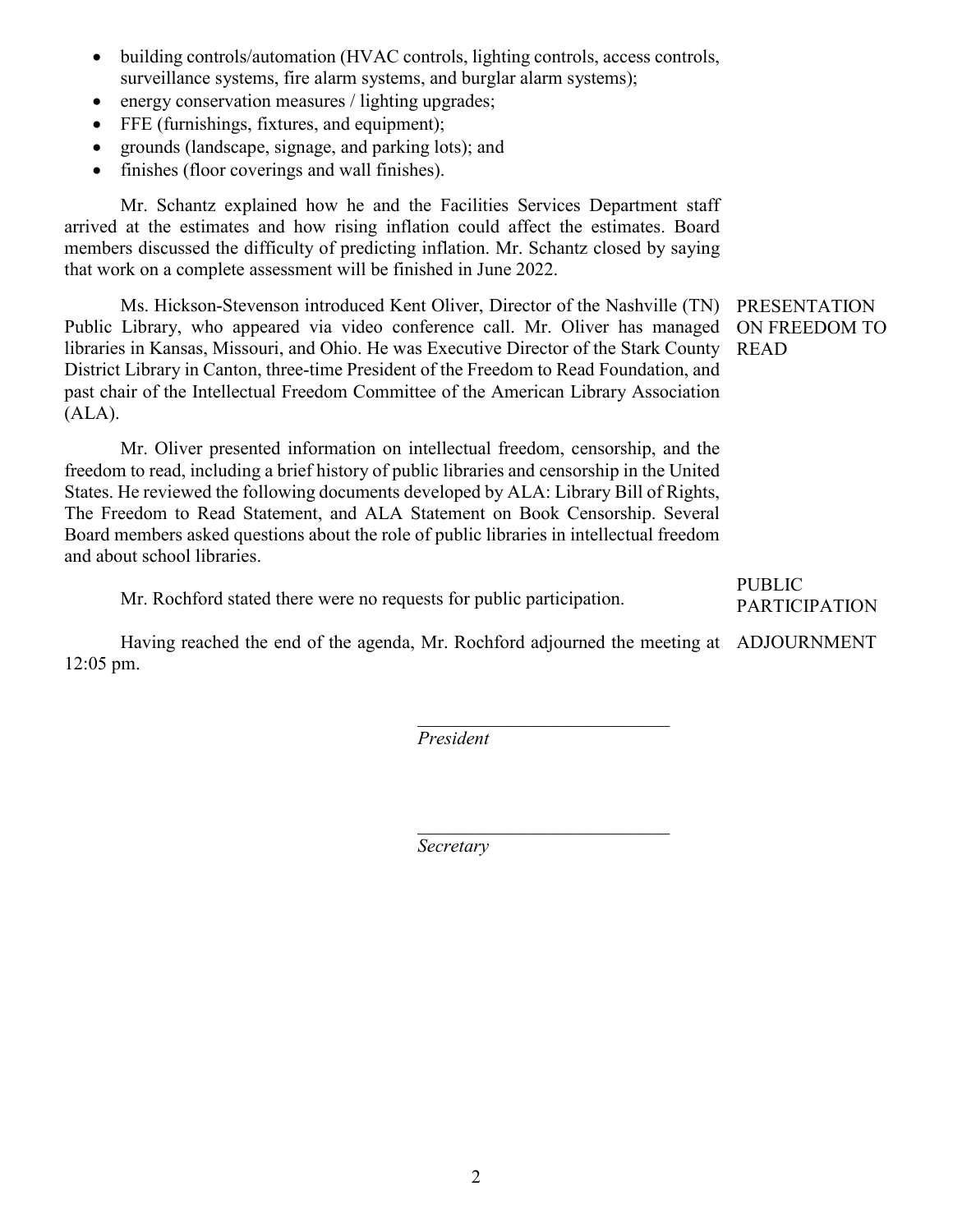- building controls/automation (HVAC controls, lighting controls, access controls, surveillance systems, fire alarm systems, and burglar alarm systems);
- energy conservation measures / lighting upgrades;
- FFE (furnishings, fixtures, and equipment);
- grounds (landscape, signage, and parking lots); and
- finishes (floor coverings and wall finishes).

Mr. Schantz explained how he and the Facilities Services Department staff arrived at the estimates and how rising inflation could affect the estimates. Board members discussed the difficulty of predicting inflation. Mr. Schantz closed by saying that work on a complete assessment will be finished in June 2022.

**PRESENTATION ON FREEDOM TO READ**

Ms. Hickson-Stevenson introduced Kent Oliver, Director of the Nashville (TN) Public Library, who appeared via video conference call. Mr. Oliver has managed libraries in Kansas, Missouri, and Ohio. He was Executive Director of the Stark County District Library in Canton, three-time President of the Freedom to Read Foundation, and past chair of the Intellectual Freedom Committee of the American Library Association (ALA).

Mr. Oliver presented information on intellectual freedom, censorship, and the freedom to read, including a brief history of public libraries and censorship in the United States. He reviewed the following documents developed by ALA: Library Bill of Rights, The Freedom to Read Statement, and ALA Statement on Book Censorship. Several Board members asked questions about the role of public libraries in intellectual freedom and about school libraries.

**PUBLIC PARTICIPATION**

Mr. Rochford stated there were no requests for public participation.

**ADJOURNMENT**

Having reached the end of the agenda, Mr. Rochford adjourned the meeting at 12:05 pm.

\_\_\_\_\_\_\_\_\_\_\_\_\_\_\_\_\_\_\_\_\_\_\_\_\_\_\_\_

*President*

\_\_\_\_\_\_\_\_\_\_\_\_\_\_\_\_\_\_\_\_\_\_\_\_\_\_\_\_

*Secretary*